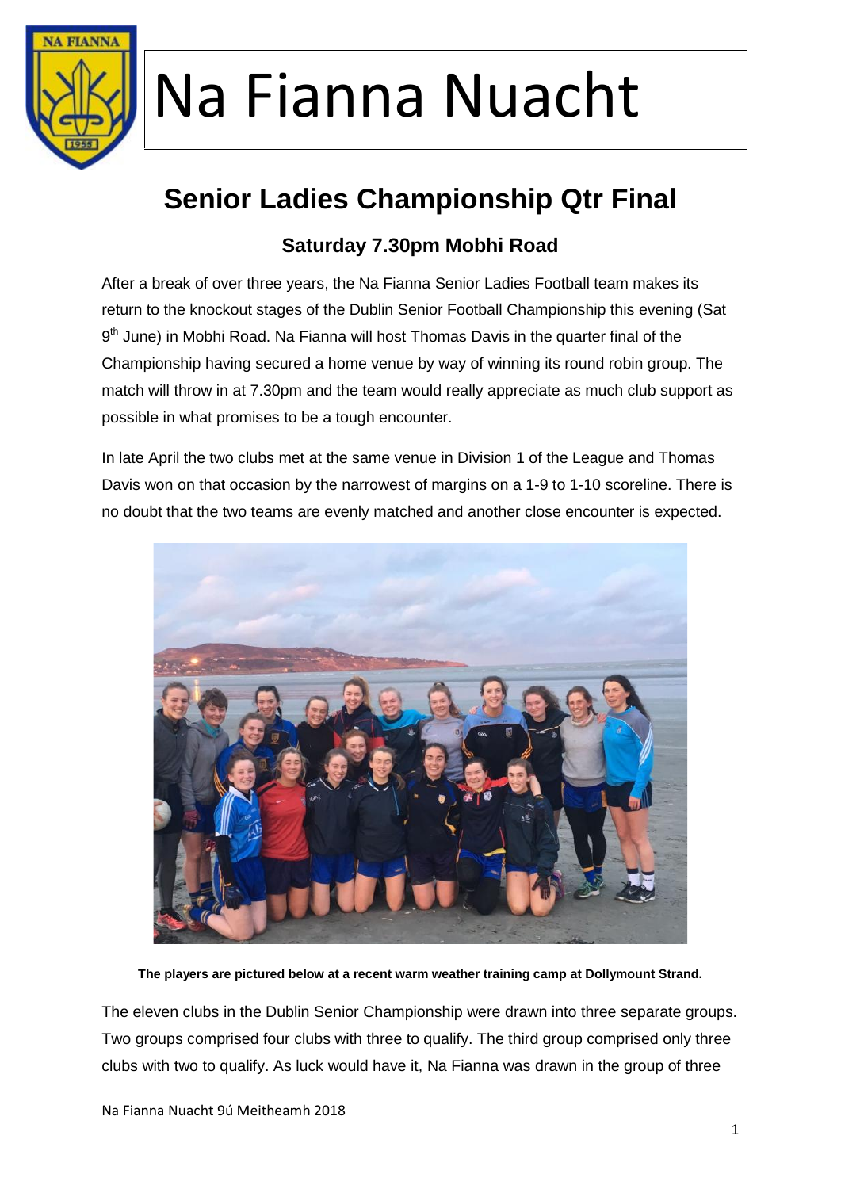# Na Fianna Nuacht

## Senior Ladies Championship Qtr Final

### Saturday 7.30pm Mobhi Road

After a break of over three years, the Na Fianna Senior Ladies Football team makes its return to the knockout stages of the Dublin Senior Football Championship this evening (Sat 9th June) in Mobhi Road. Na Fianna will host Thomas Davis in the quarter final of the Championship having secured a home venue by way of winning its round robin group. The match will throw in at 7.30pm and the team would really appreciate as much club support as possible in what promises to be a tough encounter.

In late April the two clubs met at the same venue in Division 1 of the League and Thomas Davis won on that occasion by the narrowest of margins on a 1-9 to 1-10 scoreline. There is no doubt that the two teams are evenly matched and another close encounter is expected.

**The players are pictured below at a recent warm weather training camp at Dollymount Strand.**

The eleven clubs in the Dublin Senior Championship were drawn into three separate groups. Two groups comprised four clubs with three to qualify. The third group comprised only three clubs with two to qualify. As luck would have it, Na Fianna was drawn in the group of three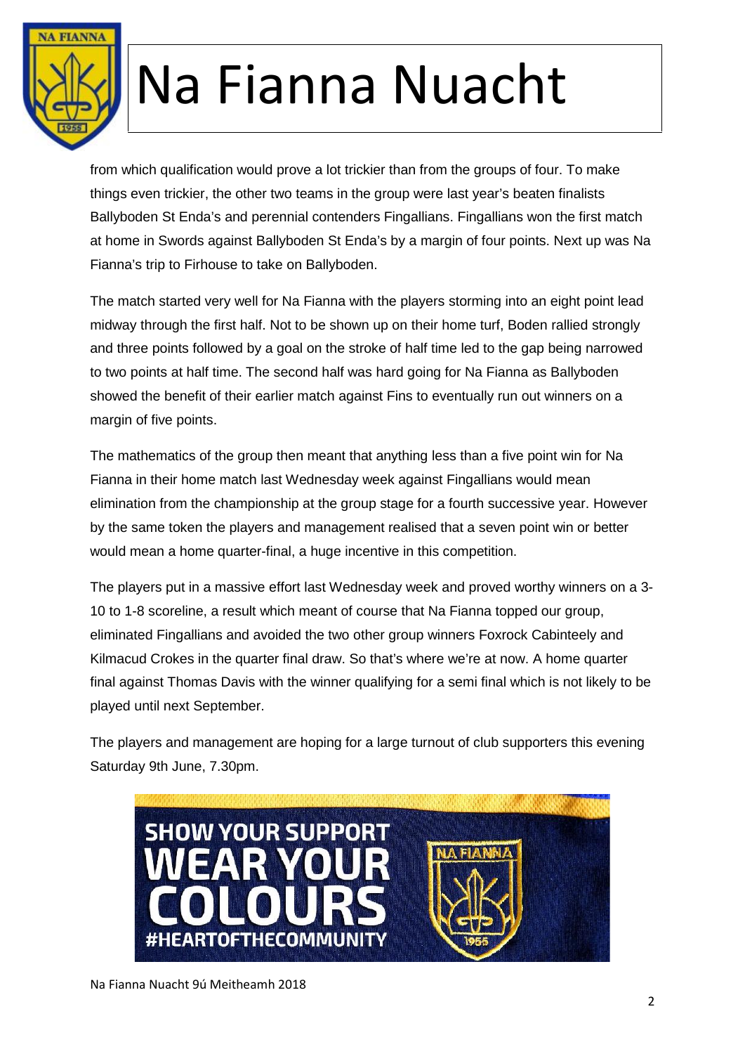from which qualification would prove a lot trickier than from the groups of four. To make things even trickier, the other two teams in the group were last year's beaten finalists Ballyboden St Enda's and perennial contenders Fingallians. Fingallians won the first match at home in Swords against Ballyboden St Enda's by a margin of four points. Next up was Na Fianna's trip to Firhouse to take on Ballyboden.

The match started very well for Na Fianna with the players storming into an eight point lead midway through the first half. Not to be shown up on their home turf, Boden rallied strongly and three points followed by a goal on the stroke of half time led to the gap being narrowed to two points at half time. The second half was hard going for Na Fianna as Ballyboden showed the benefit of their earlier match against Fins to eventually run out winners on a margin of five points.

The mathematics of the group then meant that anything less than a five point win for Na Fianna in their home match last Wednesday week against Fingallians would mean elimination from the championship at the group stage for a fourth successive year. However by the same token the players and management realised that a seven point win or better would mean a home quarter-final, a huge incentive in this competition.

The players put in a massive effort last Wednesday week and proved worthy winners on a 3-10 to 1-8 scoreline, a result which meant of course that Na Fianna topped our group, eliminated Fingallians and avoided the two other group winners Foxrock Cabinteely and Kilmacud Crokes in the quarter final draw. So that's where we're at now. A home quarter final against Thomas Davis with the winner qualifying for a semi final which is not likely to be played until next September.

The players and management are hoping for a large turnout of club supporters this evening Saturday 9th June, 7.30pm.

SHOW YOUR SUPPORT WEAR YOUR COLOURS #HEARTOFTHECOMMUNITY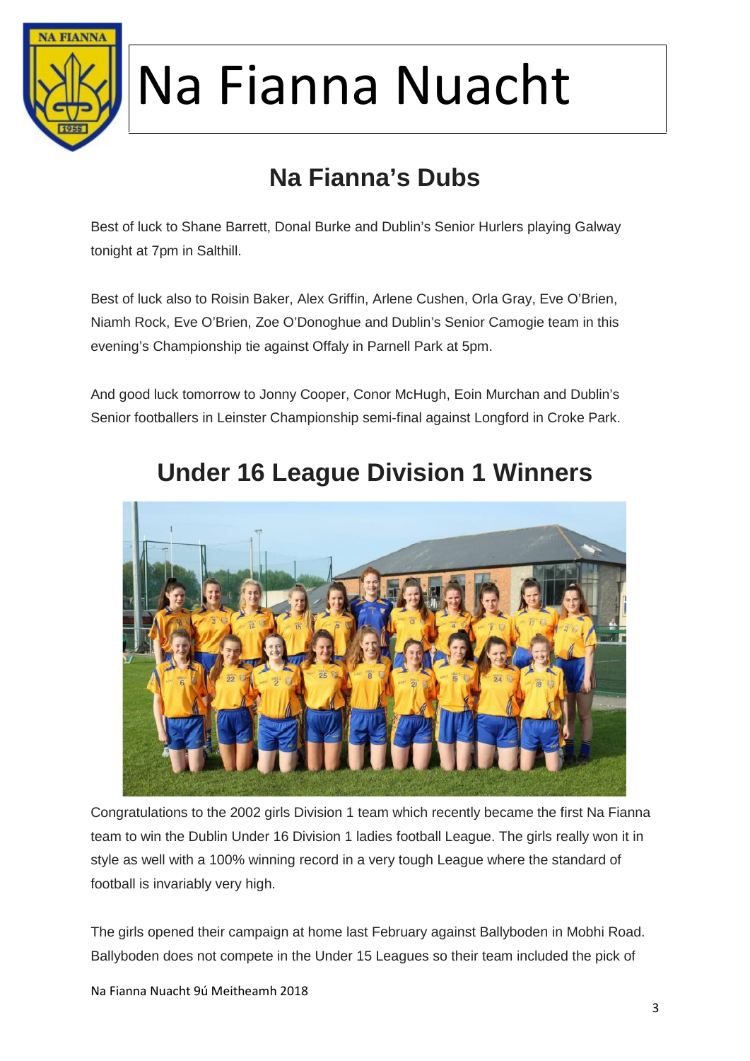# Na Fianna Nuacht

## Na Fianna's Dubs

Best of luck to Shane Barrett, Donal Burke and Dublin's Senior Hurlers playing Galway tonight at 7pm in Salthill.

Best of luck also to Roisin Baker, Alex Griffin, Arlene Cushen, Orla Gray, Eve O'Brien, Niamh Rock, Eve O'Brien, Zoe O'Donoghue and Dublin's Senior Camogie team in this evening's Championship tie against Offaly in Parnell Park at 5pm.

And good luck tomorrow to Jonny Cooper, Conor McHugh, Eoin Murchan and Dublin's Senior footballers in Leinster Championship semi-final against Longford in Croke Park.

## Under 16 League Division 1 Winners

Congratulations to the 2002 girls Division 1 team which recently became the first Na Fianna team to win the Dublin Under 16 Division 1 ladies football League. The girls really won it in style as well with a 100% winning record in a very tough League where the standard of football is invariably very high.

The girls opened their campaign at home last February against Ballyboden in Mobhi Road. Ballyboden does not compete in the Under 15 Leagues so their team included the pick of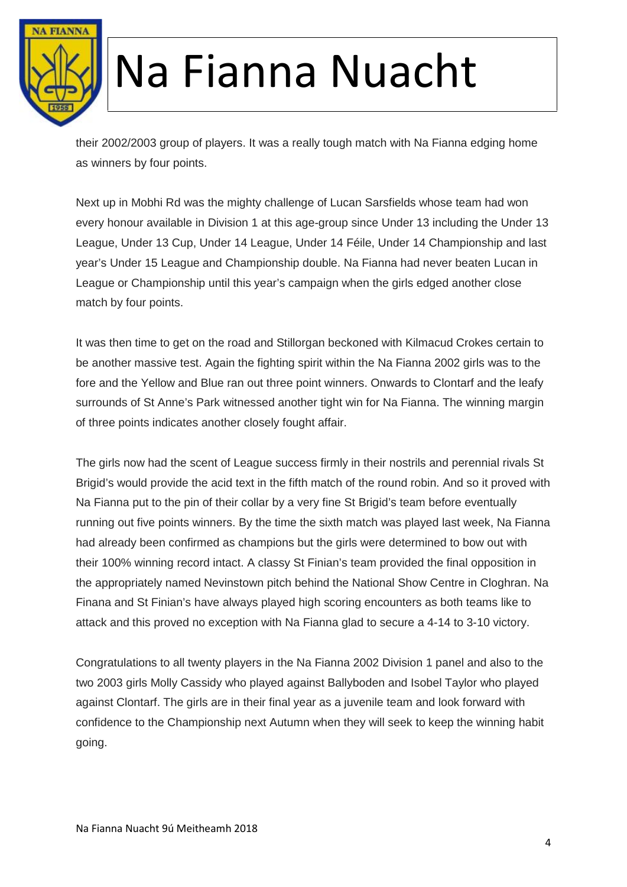their 2002/2003 group of players. It was a really tough match with Na Fianna edging home as winners by four points.

Next up in Mobhi Rd was the mighty challenge of Lucan Sarsfields whose team had won every honour available in Division 1 at this age-group since Under 13 including the Under 13 League, Under 13 Cup, Under 14 League, Under 14 Féile, Under 14 Championship and last year's Under 15 League and Championship double. Na Fianna had never beaten Lucan in League or Championship until this year's campaign when the girls edged another close match by four points.

It was then time to get on the road and Stillorgan beckoned with Kilmacud Crokes certain to be another massive test. Again the fighting spirit within the Na Fianna 2002 girls was to the fore and the Yellow and Blue ran out three point winners. Onwards to Clontarf and the leafy surrounds of St Anne's Park witnessed another tight win for Na Fianna. The winning margin of three points indicates another closely fought affair.

The girls now had the scent of League success firmly in their nostrils and perennial rivals St Brigid's would provide the acid text in the fifth match of the round robin. And so it proved with Na Fianna put to the pin of their collar by a very fine St Brigid's team before eventually running out five points winners. By the time the sixth match was played last week, Na Fianna had already been confirmed as champions but the girls were determined to bow out with their 100% winning record intact. A classy St Finian's team provided the final opposition in the appropriately named Nevinstown pitch behind the National Show Centre in Cloghran. Na Finana and St Finian's have always played high scoring encounters as both teams like to attack and this proved no exception with Na Fianna glad to secure a 4-14 to 3-10 victory.

Congratulations to all twenty players in the Na Fianna 2002 Division 1 panel and also to the two 2003 girls Molly Cassidy who played against Ballyboden and Isobel Taylor who played against Clontarf. The girls are in their final year as a juvenile team and look forward with confidence to the Championship next Autumn when they will seek to keep the winning habit going.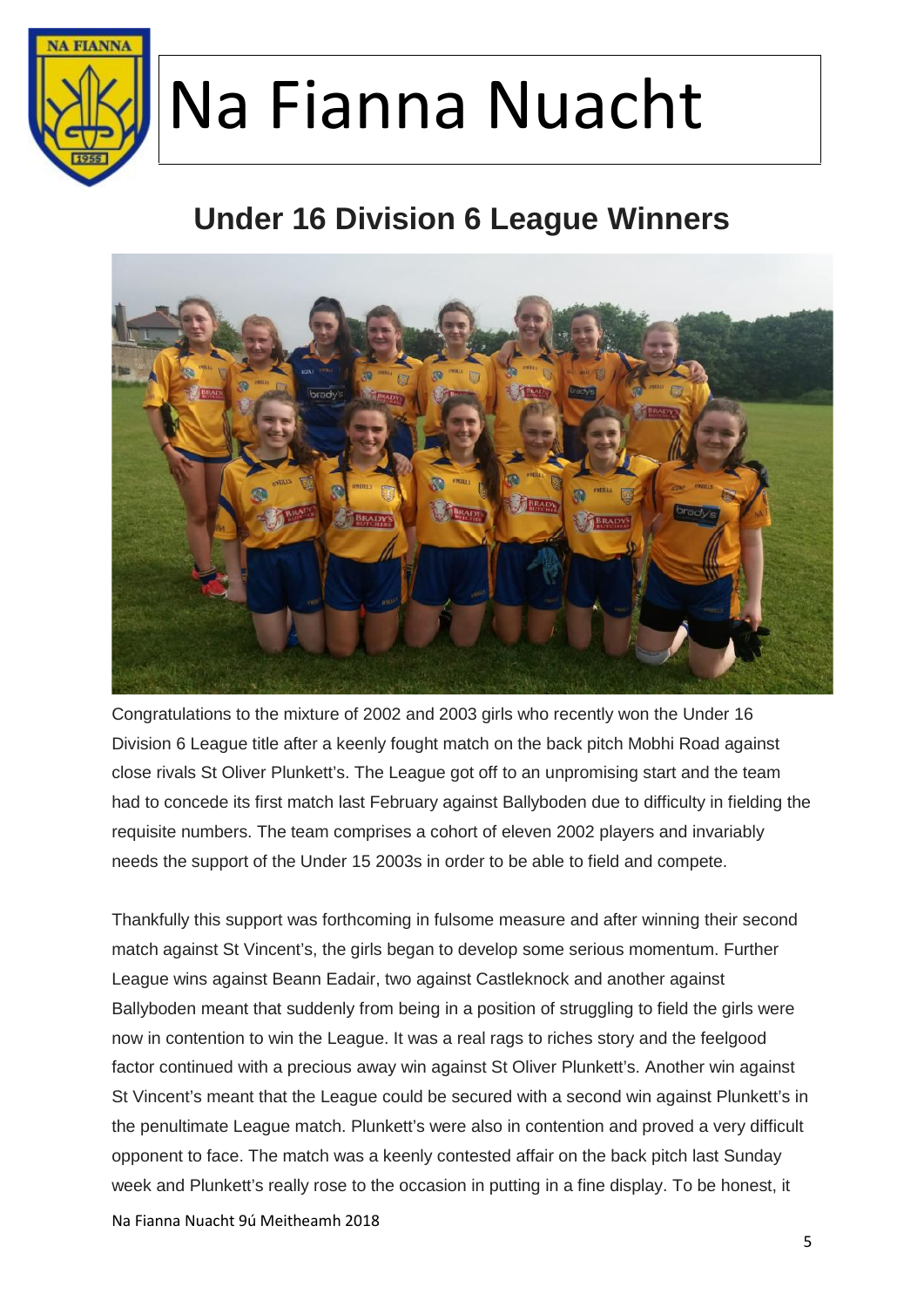# Na Fianna Nuacht

## Under 16 Division 6 League Winners

Congratulations to the mixture of 2002 and 2003 girls who recently won the Under 16 Division 6 League title after a keenly fought match on the back pitch Mobhi Road against close rivals St Oliver Plunkett's. The League got off to an unpromising start and the team had to concede its first match last February against Ballyboden due to difficulty in fielding the requisite numbers. The team comprises a cohort of eleven 2002 players and invariably needs the support of the Under 15 2003s in order to be able to field and compete.

Thankfully this support was forthcoming in fulsome measure and after winning their second match against St Vincent's, the girls began to develop some serious momentum. Further League wins against Beann Eadair, two against Castleknock and another against Ballyboden meant that suddenly from being in a position of struggling to field the girls were now in contention to win the League. It was a real rags to riches story and the feelgood factor continued with a precious away win against St Oliver Plunkett's. Another win against St Vincent's meant that the League could be secured with a second win against Plunkett's in the penultimate League match. Plunkett's were also in contention and proved a very difficult opponent to face. The match was a keenly contested affair on the back pitch last Sunday week and Plunkett's really rose to the occasion in putting in a fine display. To be honest, it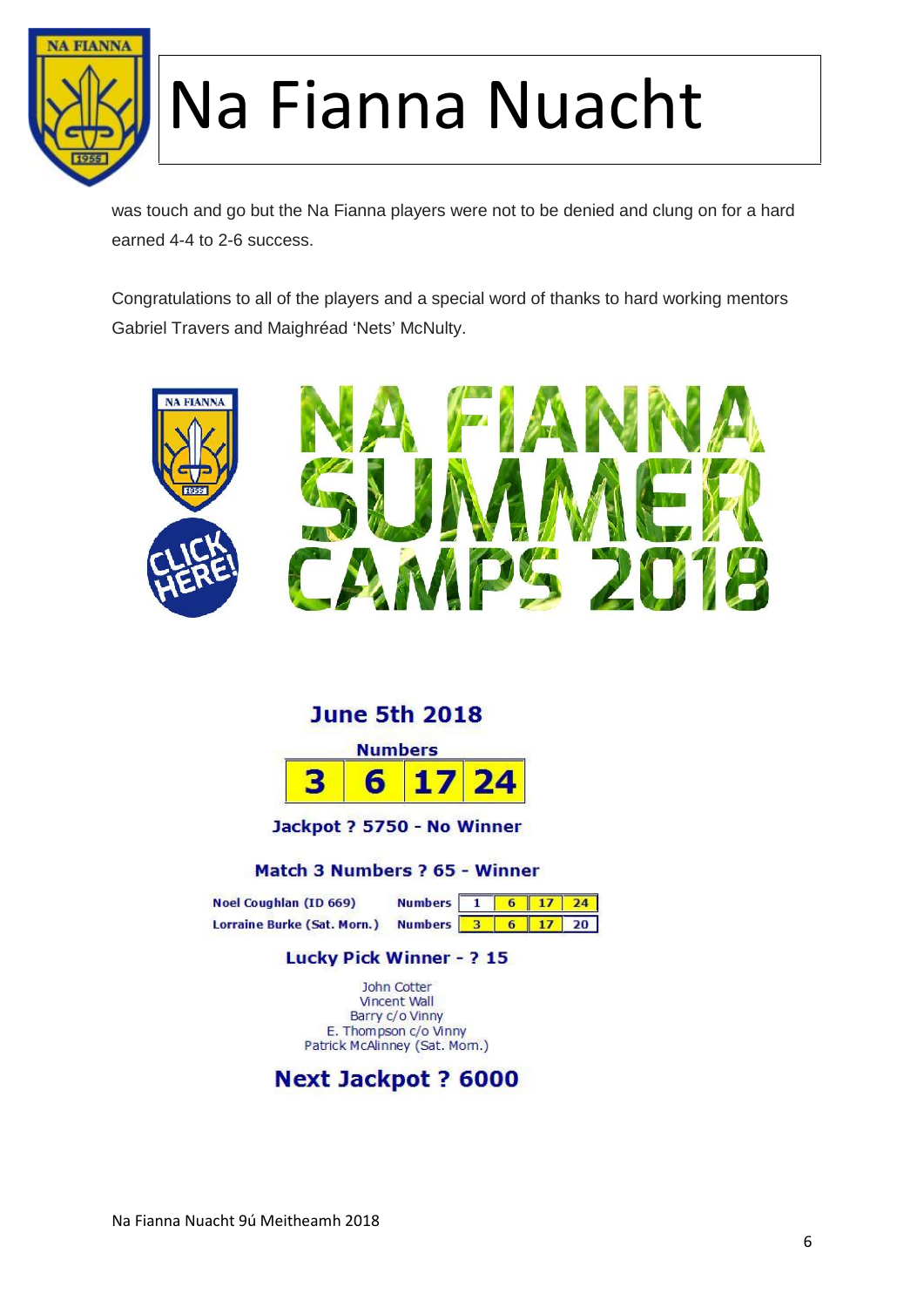was touch and go but the Na Fianna players were not to be denied and clung on for a hard earned 4-4 to 2-6 success.

Congratulations to all of the players and a special word of thanks to hard working mentors Gabriel Travers and Maighréad 'Nets' McNulty.

NA FIANNA SUMMER CAMPS 2018

CLICK HERE!

## June 5th 2018

**Numbers**

| 3 | 6 | 17 | 24 |
|---|---|---|---|

**Jackpot ? 5750 - No Winner**

**Match 3 Numbers ? 65 - Winner**

| Name | | | | | |
|---|---|---|---|---|---|
| Noel Coughlan (ID 669) | Numbers | 1 | 6 | 17 | 24 |
| Lorraine Burke (Sat. Morn.) | Numbers | 3 | 6 | 17 | 20 |

**Lucky Pick Winner - ? 15**

John Cotter
Vincent Wall
Barry c/o Vinny
E. Thompson c/o Vinny
Patrick McAlinney (Sat. Morn.)

**Next Jackpot ? 6000**

Na Fianna Nuacht 9ú Meitheamh 2018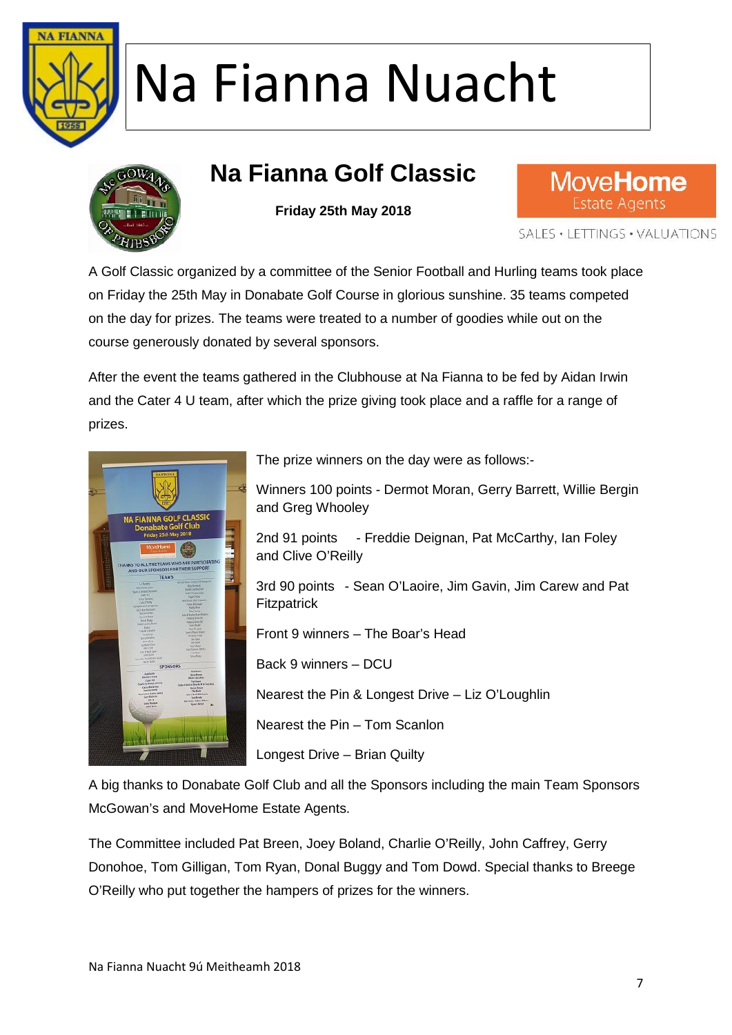# Na Fianna Nuacht

## Na Fianna Golf Classic

**Friday 25th May 2018**

MoveHome Estate Agents

SALES • LETTINGS • VALUATIONS

A Golf Classic organized by a committee of the Senior Football and Hurling teams took place on Friday the 25th May in Donabate Golf Course in glorious sunshine. 35 teams competed on the day for prizes. The teams were treated to a number of goodies while out on the course generously donated by several sponsors.

After the event the teams gathered in the Clubhouse at Na Fianna to be fed by Aidan Irwin and the Cater 4 U team, after which the prize giving took place and a raffle for a range of prizes.

The prize winners on the day were as follows:-

Winners 100 points - Dermot Moran, Gerry Barrett, Willie Bergin and Greg Whooley

2nd 91 points - Freddie Deignan, Pat McCarthy, Ian Foley and Clive O'Reilly

3rd 90 points - Sean O'Laoire, Jim Gavin, Jim Carew and Pat Fitzpatrick

Front 9 winners – The Boar's Head

Back 9 winners – DCU

Nearest the Pin & Longest Drive – Liz O'Loughlin

Nearest the Pin – Tom Scanlon

Longest Drive – Brian Quilty

A big thanks to Donabate Golf Club and all the Sponsors including the main Team Sponsors McGowan's and MoveHome Estate Agents.

The Committee included Pat Breen, Joey Boland, Charlie O'Reilly, John Caffrey, Gerry Donohoe, Tom Gilligan, Tom Ryan, Donal Buggy and Tom Dowd. Special thanks to Breege O'Reilly who put together the hampers of prizes for the winners.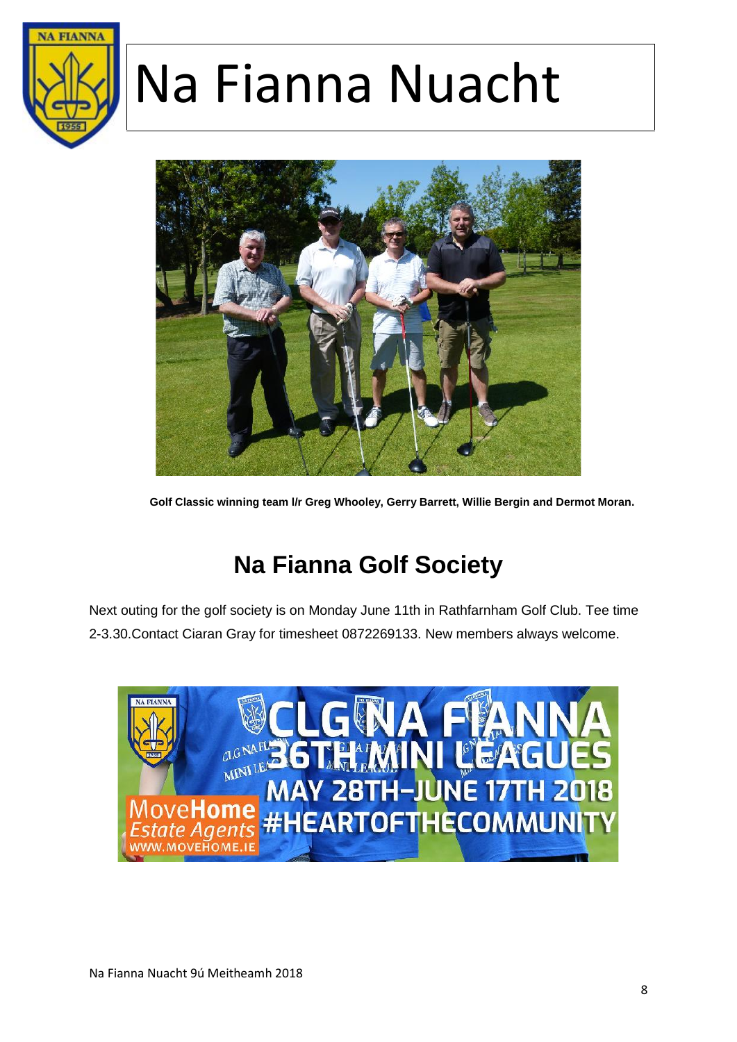# Na Fianna Nuacht

Golf Classic winning team l/r Greg Whooley, Gerry Barrett, Willie Bergin and Dermot Moran.

## Na Fianna Golf Society

Next outing for the golf society is on Monday June 11th in Rathfarnham Golf Club. Tee time 2-3.30.Contact Ciaran Gray for timesheet 0872269133. New members always welcome.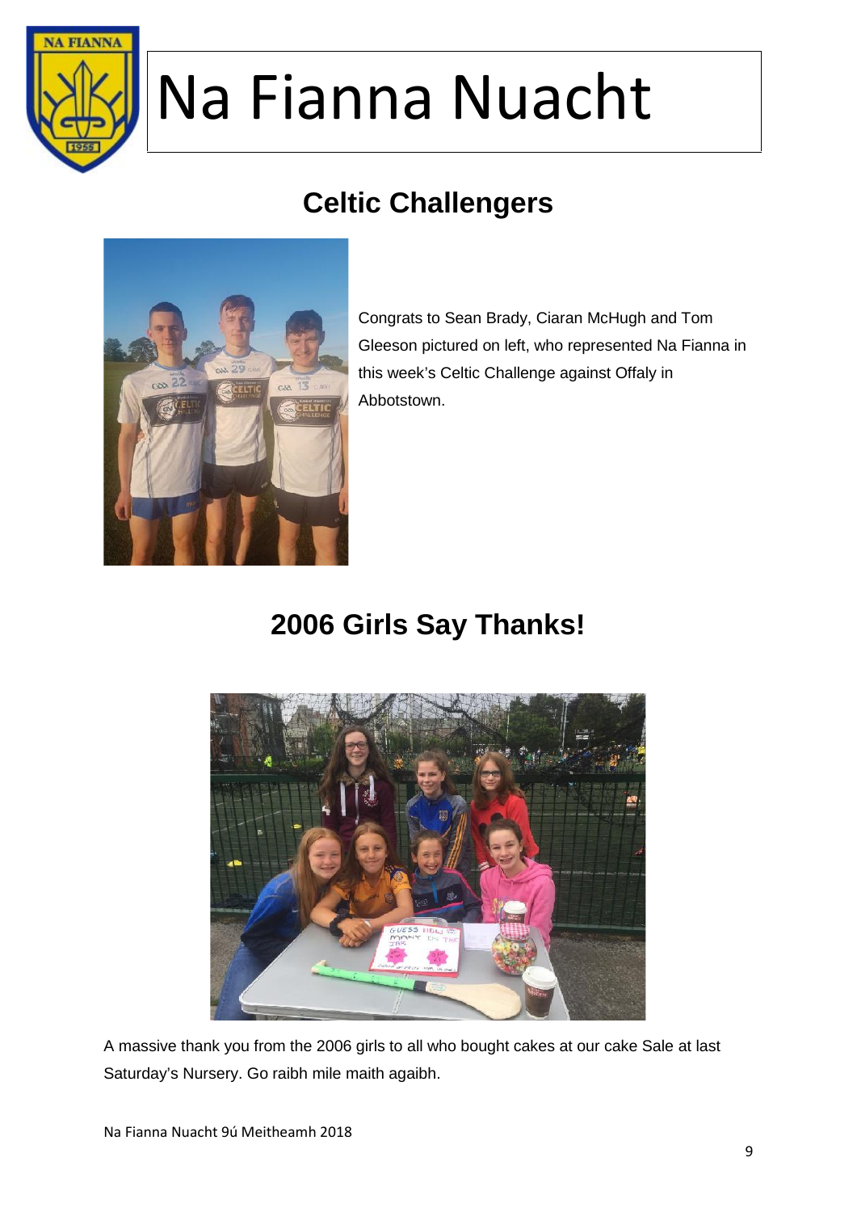# Na Fianna Nuacht

## Celtic Challengers

Congrats to Sean Brady, Ciaran McHugh and Tom Gleeson pictured on left, who represented Na Fianna in this week's Celtic Challenge against Offaly in Abbotstown.

## 2006 Girls Say Thanks!

A massive thank you from the 2006 girls to all who bought cakes at our cake Sale at last Saturday's Nursery. Go raibh mile maith agaibh.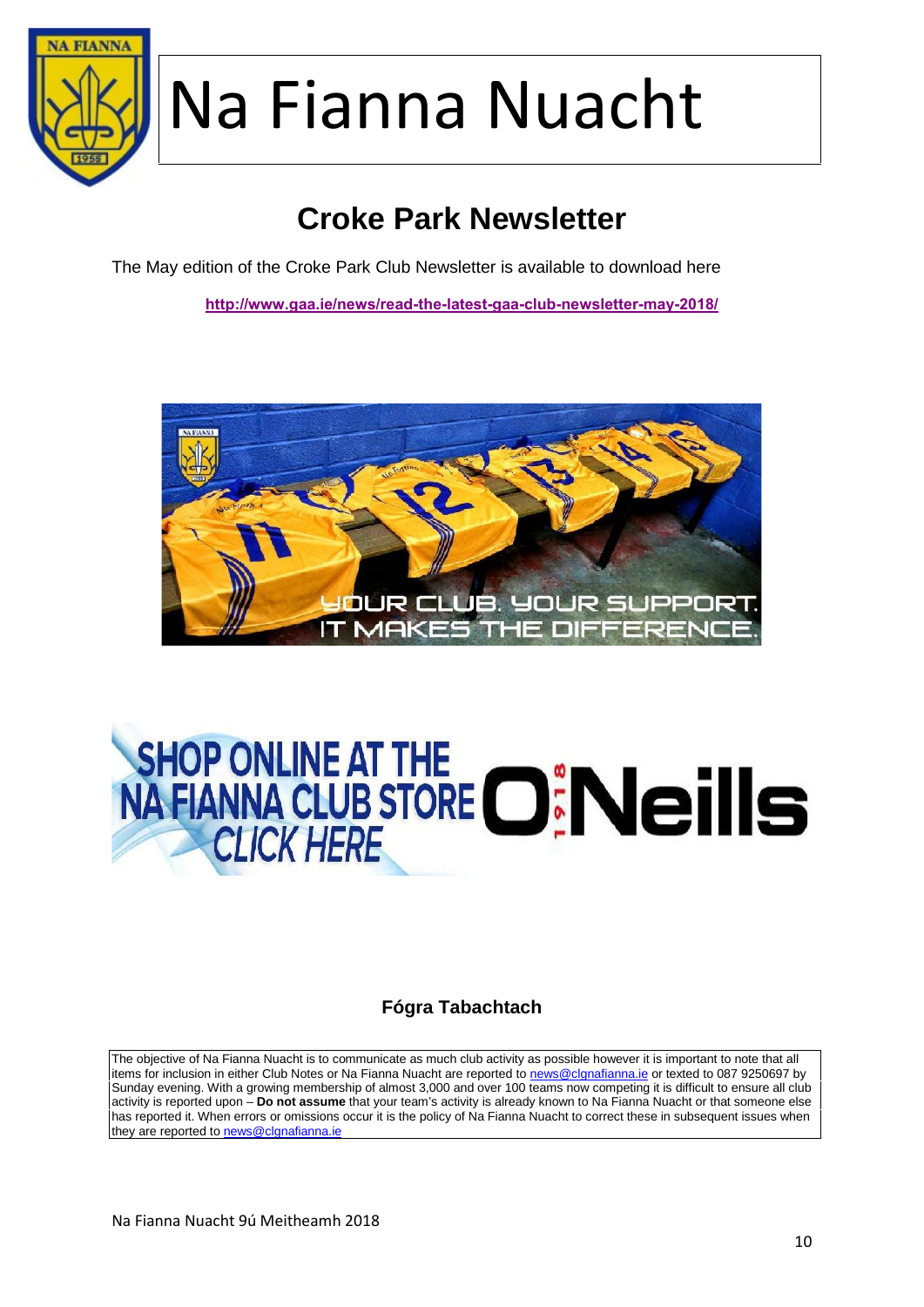# Na Fianna Nuacht

## Croke Park Newsletter

The May edition of the Croke Park Club Newsletter is available to download here

**http://www.gaa.ie/news/read-the-latest-gaa-club-newsletter-may-2018/**

### Fógra Tabachtach

The objective of Na Fianna Nuacht is to communicate as much club activity as possible however it is important to note that all items for inclusion in either Club Notes or Na Fianna Nuacht are reported to news@clgnafianna.ie or texted to 087 9250697 by Sunday evening. With a growing membership of almost 3,000 and over 100 teams now competing it is difficult to ensure all club activity is reported upon – **Do not assume** that your team's activity is already known to Na Fianna Nuacht or that someone else has reported it. When errors or omissions occur it is the policy of Na Fianna Nuacht to correct these in subsequent issues when they are reported to news@clgnafianna.ie